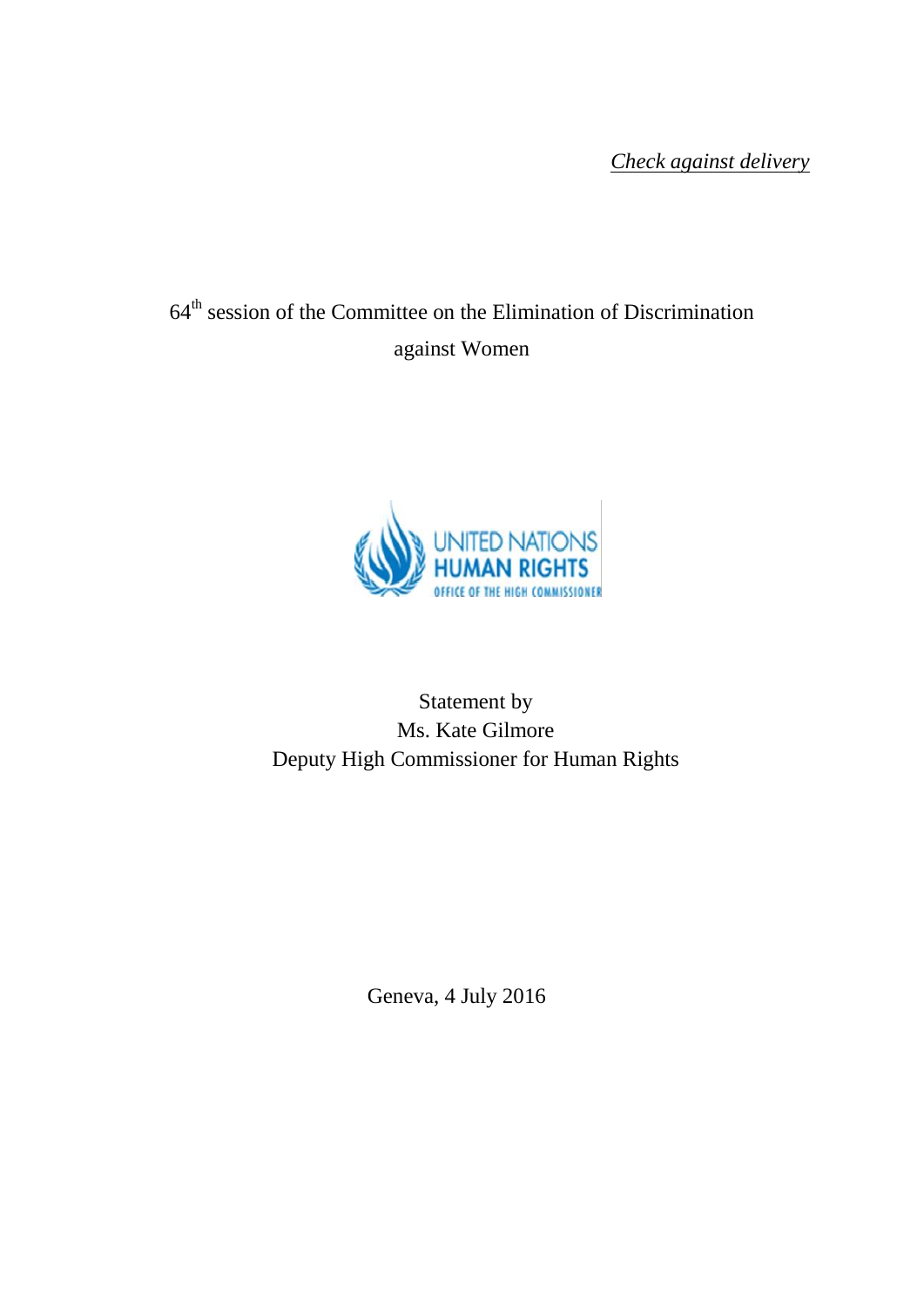*Check against delivery*

# 64th session of the Committee on the Elimination of Discrimination against Women

UNITED NATIONS
HUMAN RIGHTS
OFFICE OF THE HIGH COMMISSIONER

Statement by
Ms. Kate Gilmore
Deputy High Commissioner for Human Rights

Geneva, 4 July 2016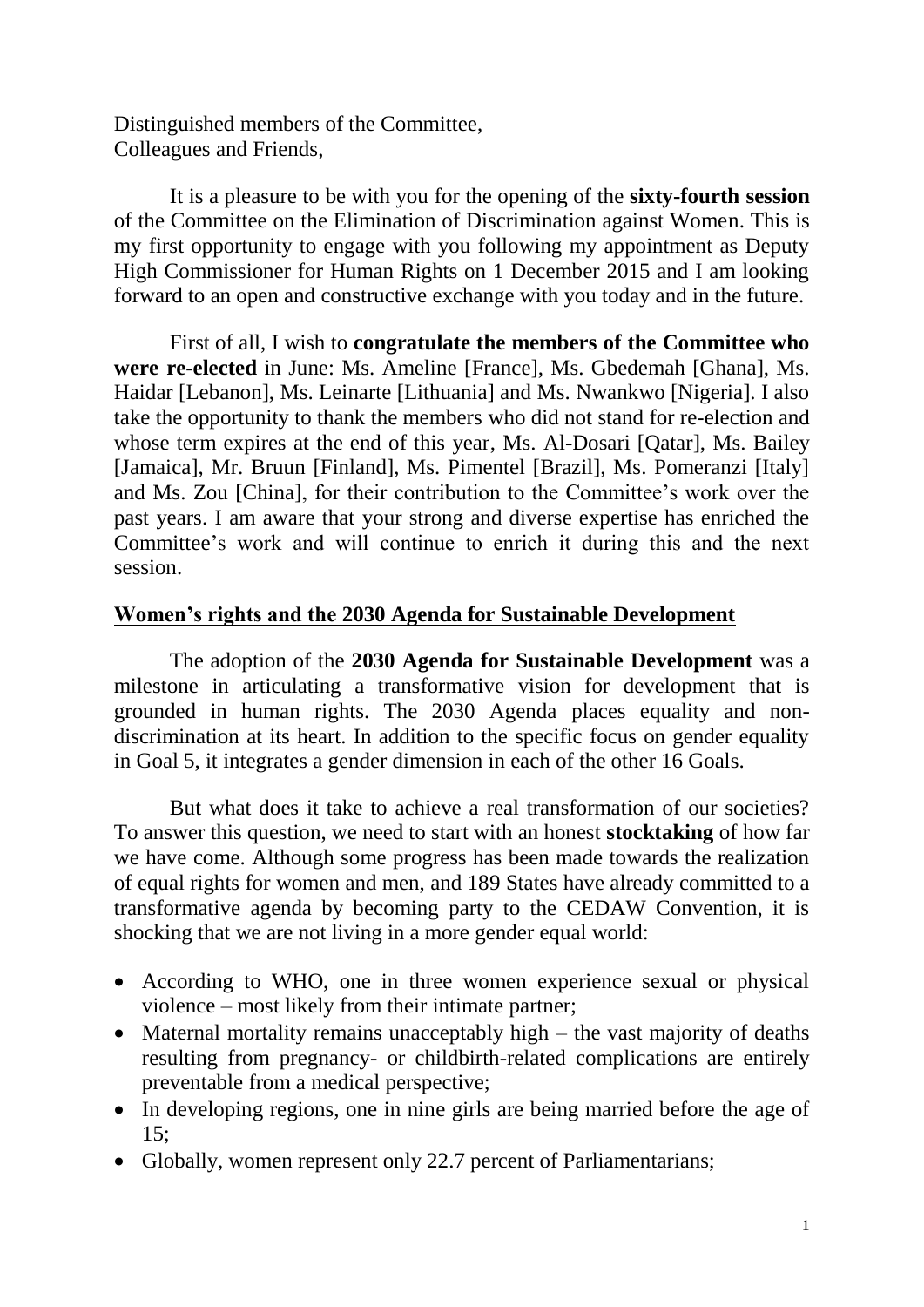Distinguished members of the Committee,
Colleagues and Friends,

It is a pleasure to be with you for the opening of the **sixty-fourth session** of the Committee on the Elimination of Discrimination against Women. This is my first opportunity to engage with you following my appointment as Deputy High Commissioner for Human Rights on 1 December 2015 and I am looking forward to an open and constructive exchange with you today and in the future.

First of all, I wish to **congratulate the members of the Committee who were re-elected** in June: Ms. Ameline [France], Ms. Gbedemah [Ghana], Ms. Haidar [Lebanon], Ms. Leinarte [Lithuania] and Ms. Nwankwo [Nigeria]. I also take the opportunity to thank the members who did not stand for re-election and whose term expires at the end of this year, Ms. Al-Dosari [Qatar], Ms. Bailey [Jamaica], Mr. Bruun [Finland], Ms. Pimentel [Brazil], Ms. Pomeranzi [Italy] and Ms. Zou [China], for their contribution to the Committee's work over the past years. I am aware that your strong and diverse expertise has enriched the Committee's work and will continue to enrich it during this and the next session.

## Women's rights and the 2030 Agenda for Sustainable Development

The adoption of the **2030 Agenda for Sustainable Development** was a milestone in articulating a transformative vision for development that is grounded in human rights. The 2030 Agenda places equality and non-discrimination at its heart. In addition to the specific focus on gender equality in Goal 5, it integrates a gender dimension in each of the other 16 Goals.

But what does it take to achieve a real transformation of our societies? To answer this question, we need to start with an honest **stocktaking** of how far we have come. Although some progress has been made towards the realization of equal rights for women and men, and 189 States have already committed to a transformative agenda by becoming party to the CEDAW Convention, it is shocking that we are not living in a more gender equal world:

- According to WHO, one in three women experience sexual or physical violence – most likely from their intimate partner;
- Maternal mortality remains unacceptably high – the vast majority of deaths resulting from pregnancy- or childbirth-related complications are entirely preventable from a medical perspective;
- In developing regions, one in nine girls are being married before the age of 15;
- Globally, women represent only 22.7 percent of Parliamentarians;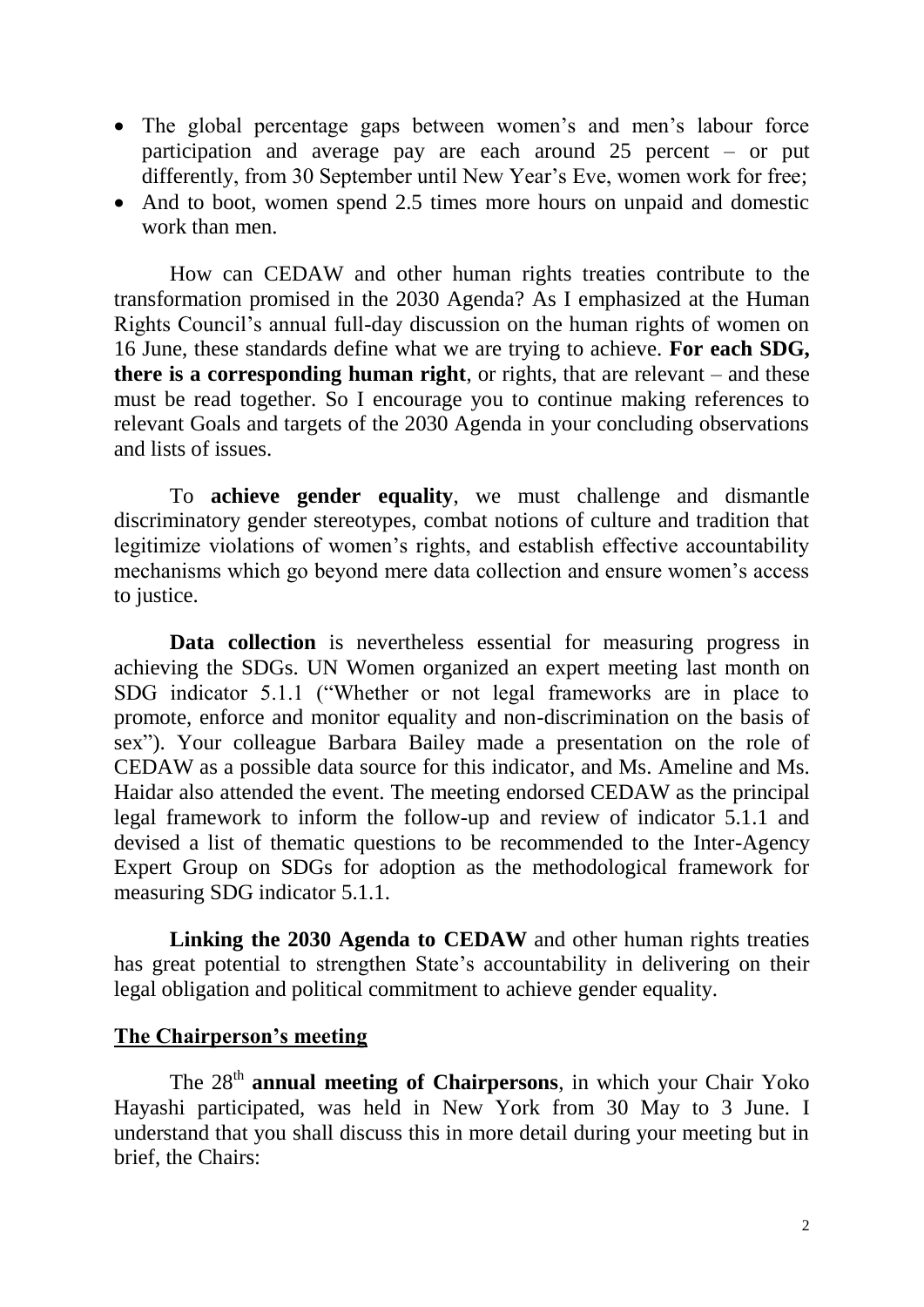- The global percentage gaps between women's and men's labour force participation and average pay are each around 25 percent – or put differently, from 30 September until New Year's Eve, women work for free;
- And to boot, women spend 2.5 times more hours on unpaid and domestic work than men.

How can CEDAW and other human rights treaties contribute to the transformation promised in the 2030 Agenda? As I emphasized at the Human Rights Council's annual full-day discussion on the human rights of women on 16 June, these standards define what we are trying to achieve. **For each SDG, there is a corresponding human right**, or rights, that are relevant – and these must be read together. So I encourage you to continue making references to relevant Goals and targets of the 2030 Agenda in your concluding observations and lists of issues.

To **achieve gender equality**, we must challenge and dismantle discriminatory gender stereotypes, combat notions of culture and tradition that legitimize violations of women's rights, and establish effective accountability mechanisms which go beyond mere data collection and ensure women's access to justice.

**Data collection** is nevertheless essential for measuring progress in achieving the SDGs. UN Women organized an expert meeting last month on SDG indicator 5.1.1 ("Whether or not legal frameworks are in place to promote, enforce and monitor equality and non-discrimination on the basis of sex"). Your colleague Barbara Bailey made a presentation on the role of CEDAW as a possible data source for this indicator, and Ms. Ameline and Ms. Haidar also attended the event. The meeting endorsed CEDAW as the principal legal framework to inform the follow-up and review of indicator 5.1.1 and devised a list of thematic questions to be recommended to the Inter-Agency Expert Group on SDGs for adoption as the methodological framework for measuring SDG indicator 5.1.1.

**Linking the 2030 Agenda to CEDAW** and other human rights treaties has great potential to strengthen State's accountability in delivering on their legal obligation and political commitment to achieve gender equality.

## The Chairperson's meeting

The 28th **annual meeting of Chairpersons**, in which your Chair Yoko Hayashi participated, was held in New York from 30 May to 3 June. I understand that you shall discuss this in more detail during your meeting but in brief, the Chairs: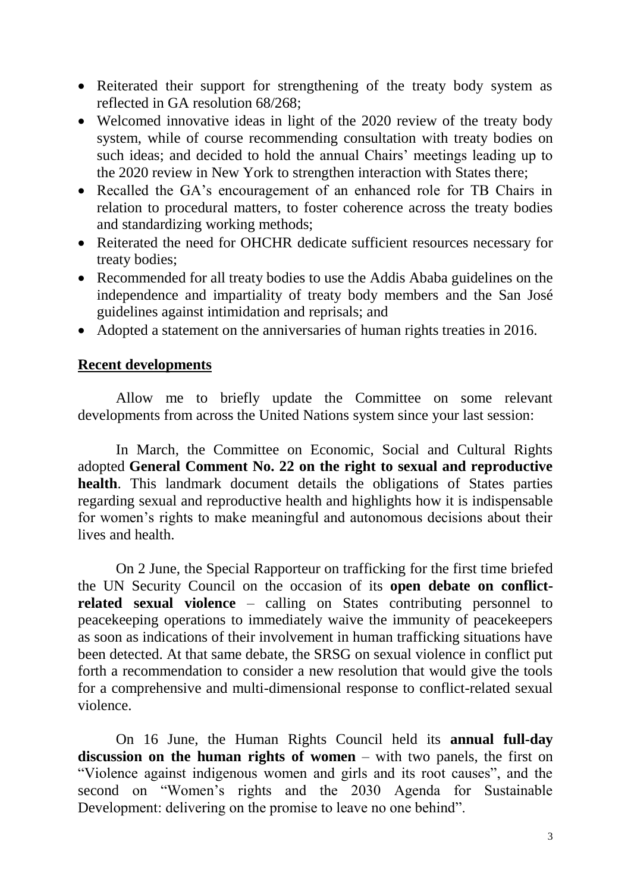- Reiterated their support for strengthening of the treaty body system as reflected in GA resolution 68/268;
- Welcomed innovative ideas in light of the 2020 review of the treaty body system, while of course recommending consultation with treaty bodies on such ideas; and decided to hold the annual Chairs' meetings leading up to the 2020 review in New York to strengthen interaction with States there;
- Recalled the GA's encouragement of an enhanced role for TB Chairs in relation to procedural matters, to foster coherence across the treaty bodies and standardizing working methods;
- Reiterated the need for OHCHR dedicate sufficient resources necessary for treaty bodies;
- Recommended for all treaty bodies to use the Addis Ababa guidelines on the independence and impartiality of treaty body members and the San José guidelines against intimidation and reprisals; and
- Adopted a statement on the anniversaries of human rights treaties in 2016.

**Recent developments**

Allow me to briefly update the Committee on some relevant developments from across the United Nations system since your last session:

In March, the Committee on Economic, Social and Cultural Rights adopted **General Comment No. 22 on the right to sexual and reproductive health**. This landmark document details the obligations of States parties regarding sexual and reproductive health and highlights how it is indispensable for women's rights to make meaningful and autonomous decisions about their lives and health.

On 2 June, the Special Rapporteur on trafficking for the first time briefed the UN Security Council on the occasion of its **open debate on conflict-related sexual violence** – calling on States contributing personnel to peacekeeping operations to immediately waive the immunity of peacekeepers as soon as indications of their involvement in human trafficking situations have been detected. At that same debate, the SRSG on sexual violence in conflict put forth a recommendation to consider a new resolution that would give the tools for a comprehensive and multi-dimensional response to conflict-related sexual violence.

On 16 June, the Human Rights Council held its **annual full-day discussion on the human rights of women** – with two panels, the first on "Violence against indigenous women and girls and its root causes", and the second on "Women's rights and the 2030 Agenda for Sustainable Development: delivering on the promise to leave no one behind".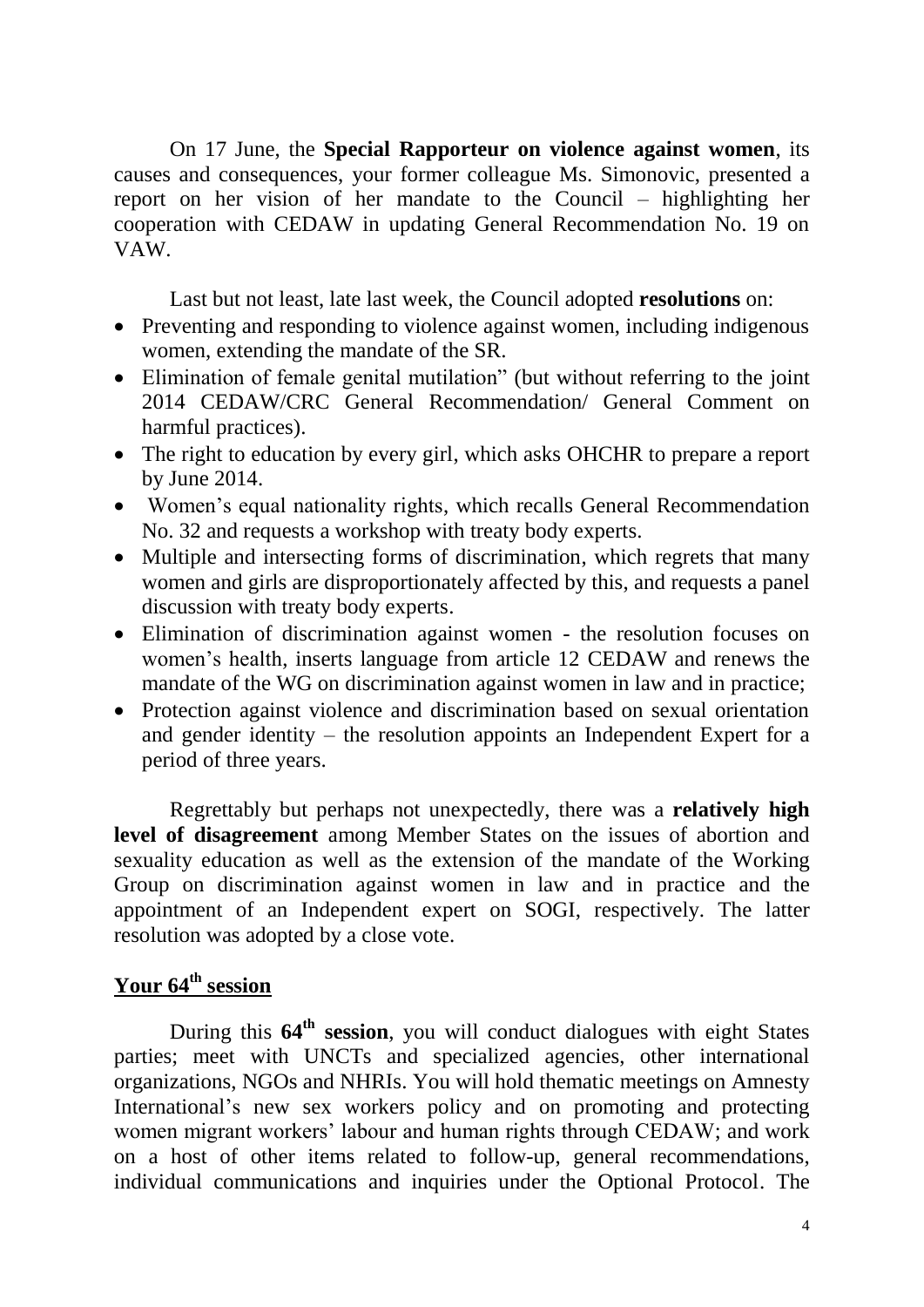On 17 June, the **Special Rapporteur on violence against women**, its causes and consequences, your former colleague Ms. Simonovic, presented a report on her vision of her mandate to the Council – highlighting her cooperation with CEDAW in updating General Recommendation No. 19 on VAW.

Last but not least, late last week, the Council adopted **resolutions** on:

- Preventing and responding to violence against women, including indigenous women, extending the mandate of the SR.
- Elimination of female genital mutilation" (but without referring to the joint 2014 CEDAW/CRC General Recommendation/ General Comment on harmful practices).
- The right to education by every girl, which asks OHCHR to prepare a report by June 2014.
- Women's equal nationality rights, which recalls General Recommendation No. 32 and requests a workshop with treaty body experts.
- Multiple and intersecting forms of discrimination, which regrets that many women and girls are disproportionately affected by this, and requests a panel discussion with treaty body experts.
- Elimination of discrimination against women - the resolution focuses on women's health, inserts language from article 12 CEDAW and renews the mandate of the WG on discrimination against women in law and in practice;
- Protection against violence and discrimination based on sexual orientation and gender identity – the resolution appoints an Independent Expert for a period of three years.

Regrettably but perhaps not unexpectedly, there was a **relatively high level of disagreement** among Member States on the issues of abortion and sexuality education as well as the extension of the mandate of the Working Group on discrimination against women in law and in practice and the appointment of an Independent expert on SOGI, respectively. The latter resolution was adopted by a close vote.

## Your 64th session

During this **64th session**, you will conduct dialogues with eight States parties; meet with UNCTs and specialized agencies, other international organizations, NGOs and NHRIs. You will hold thematic meetings on Amnesty International's new sex workers policy and on promoting and protecting women migrant workers' labour and human rights through CEDAW; and work on a host of other items related to follow-up, general recommendations, individual communications and inquiries under the Optional Protocol. The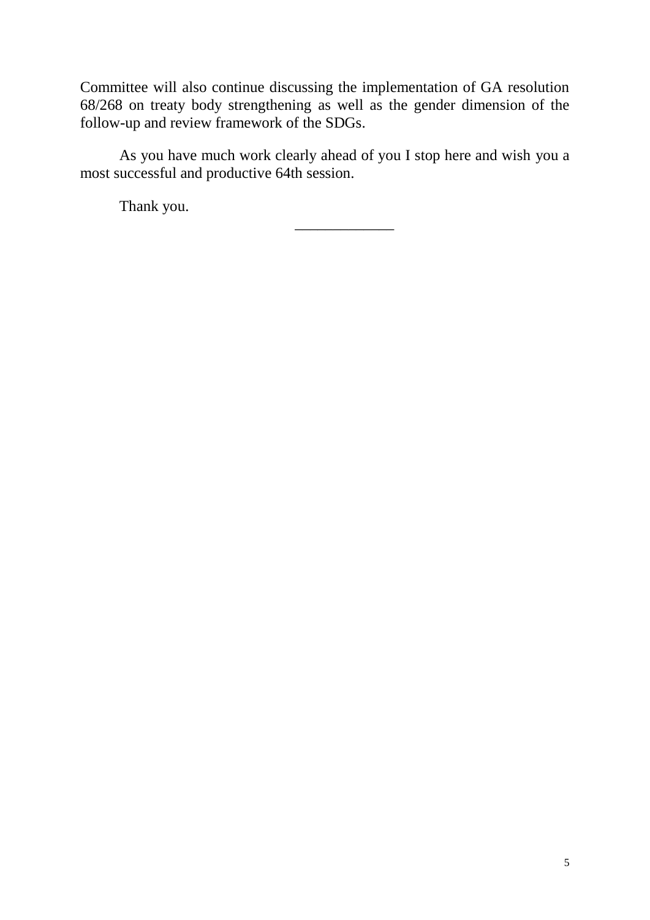Committee will also continue discussing the implementation of GA resolution 68/268 on treaty body strengthening as well as the gender dimension of the follow-up and review framework of the SDGs.

As you have much work clearly ahead of you I stop here and wish you a most successful and productive 64th session.

Thank you.

---